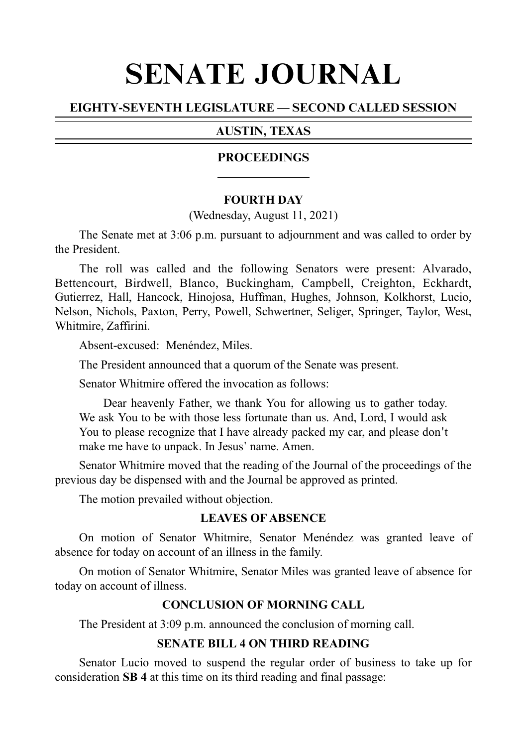# SENATE JOURNAL

## EIGHTY-SEVENTH LEGISLATURE — SECOND CALLED SESSION

## AUSTIN, TEXAS

## PROCEEDINGS

### FOURTH DAY

(Wednesday, August 11, 2021)

The Senate met at 3:06 p.m. pursuant to adjournment and was called to order by the President.

The roll was called and the following Senators were present: Alvarado, Bettencourt, Birdwell, Blanco, Buckingham, Campbell, Creighton, Eckhardt, Gutierrez, Hall, Hancock, Hinojosa, Huffman, Hughes, Johnson, Kolkhorst, Lucio, Nelson, Nichols, Paxton, Perry, Powell, Schwertner, Seliger, Springer, Taylor, West, Whitmire, Zaffirini.

Absent-excused: Menéndez, Miles.

The President announced that a quorum of the Senate was present.

Senator Whitmire offered the invocation as follows:

> Dear heavenly Father, we thank You for allowing us to gather today. We ask You to be with those less fortunate than us. And, Lord, I would ask You to please recognize that I have already packed my car, and please don't make me have to unpack. In Jesus' name. Amen.

Senator Whitmire moved that the reading of the Journal of the proceedings of the previous day be dispensed with and the Journal be approved as printed.

The motion prevailed without objection.

### LEAVES OF ABSENCE

On motion of Senator Whitmire, Senator Menéndez was granted leave of absence for today on account of an illness in the family.

On motion of Senator Whitmire, Senator Miles was granted leave of absence for today on account of illness.

### CONCLUSION OF MORNING CALL

The President at 3:09 p.m. announced the conclusion of morning call.

### SENATE BILL 4 ON THIRD READING

Senator Lucio moved to suspend the regular order of business to take up for consideration **SB 4** at this time on its third reading and final passage: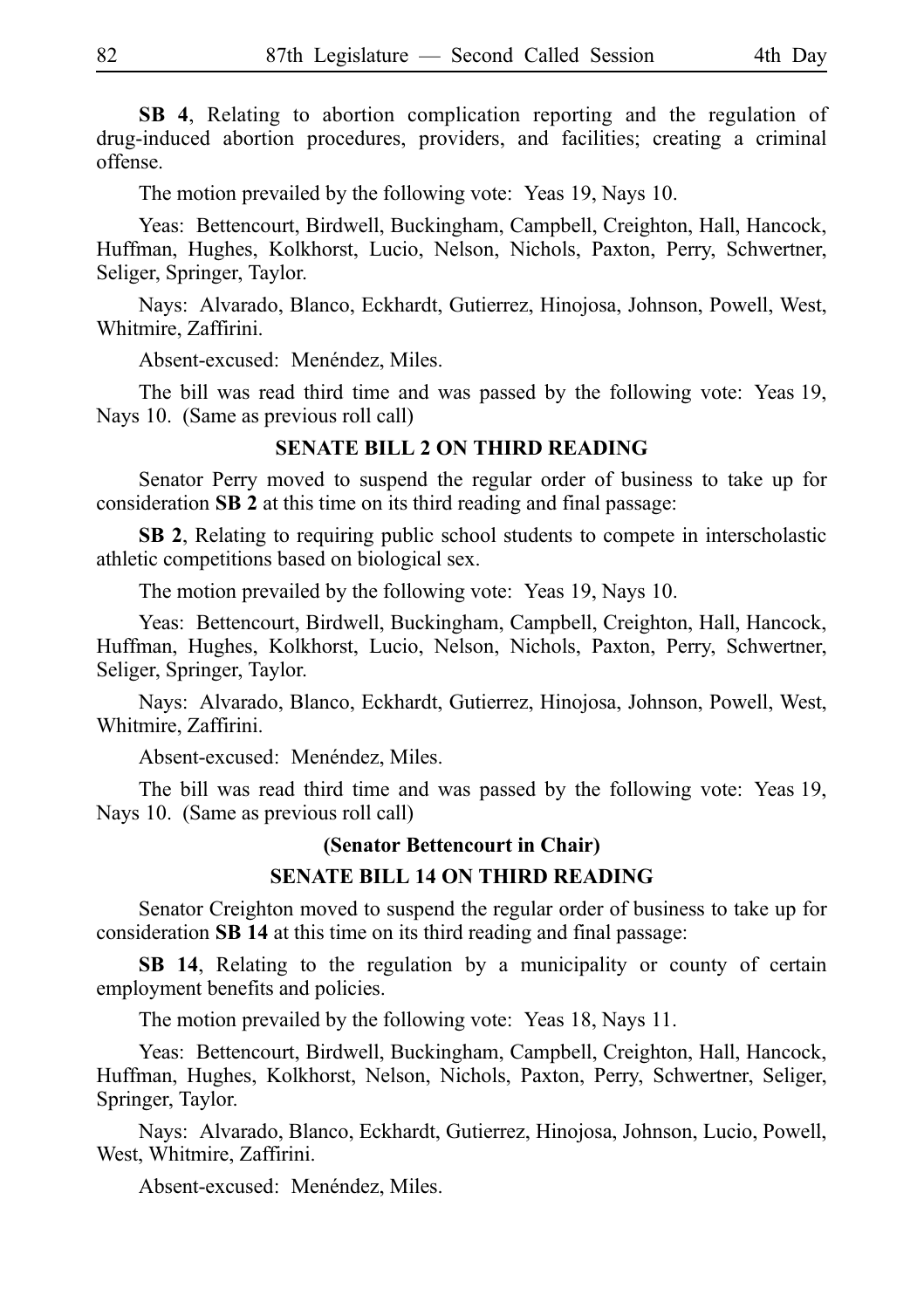**SB 4**, Relating to abortion complication reporting and the regulation of drug-induced abortion procedures, providers, and facilities; creating a criminal offense.

The motion prevailed by the following vote: Yeas 19, Nays 10.

Yeas: Bettencourt, Birdwell, Buckingham, Campbell, Creighton, Hall, Hancock, Huffman, Hughes, Kolkhorst, Lucio, Nelson, Nichols, Paxton, Perry, Schwertner, Seliger, Springer, Taylor.

Nays: Alvarado, Blanco, Eckhardt, Gutierrez, Hinojosa, Johnson, Powell, West, Whitmire, Zaffirini.

Absent-excused: Menéndez, Miles.

The bill was read third time and was passed by the following vote: Yeas 19, Nays 10. (Same as previous roll call)

**SENATE BILL 2 ON THIRD READING**

Senator Perry moved to suspend the regular order of business to take up for consideration **SB 2** at this time on its third reading and final passage:

**SB 2**, Relating to requiring public school students to compete in interscholastic athletic competitions based on biological sex.

The motion prevailed by the following vote: Yeas 19, Nays 10.

Yeas: Bettencourt, Birdwell, Buckingham, Campbell, Creighton, Hall, Hancock, Huffman, Hughes, Kolkhorst, Lucio, Nelson, Nichols, Paxton, Perry, Schwertner, Seliger, Springer, Taylor.

Nays: Alvarado, Blanco, Eckhardt, Gutierrez, Hinojosa, Johnson, Powell, West, Whitmire, Zaffirini.

Absent-excused: Menéndez, Miles.

The bill was read third time and was passed by the following vote: Yeas 19, Nays 10. (Same as previous roll call)

**(Senator Bettencourt in Chair)**

**SENATE BILL 14 ON THIRD READING**

Senator Creighton moved to suspend the regular order of business to take up for consideration **SB 14** at this time on its third reading and final passage:

**SB 14**, Relating to the regulation by a municipality or county of certain employment benefits and policies.

The motion prevailed by the following vote: Yeas 18, Nays 11.

Yeas: Bettencourt, Birdwell, Buckingham, Campbell, Creighton, Hall, Hancock, Huffman, Hughes, Kolkhorst, Nelson, Nichols, Paxton, Perry, Schwertner, Seliger, Springer, Taylor.

Nays: Alvarado, Blanco, Eckhardt, Gutierrez, Hinojosa, Johnson, Lucio, Powell, West, Whitmire, Zaffirini.

Absent-excused: Menéndez, Miles.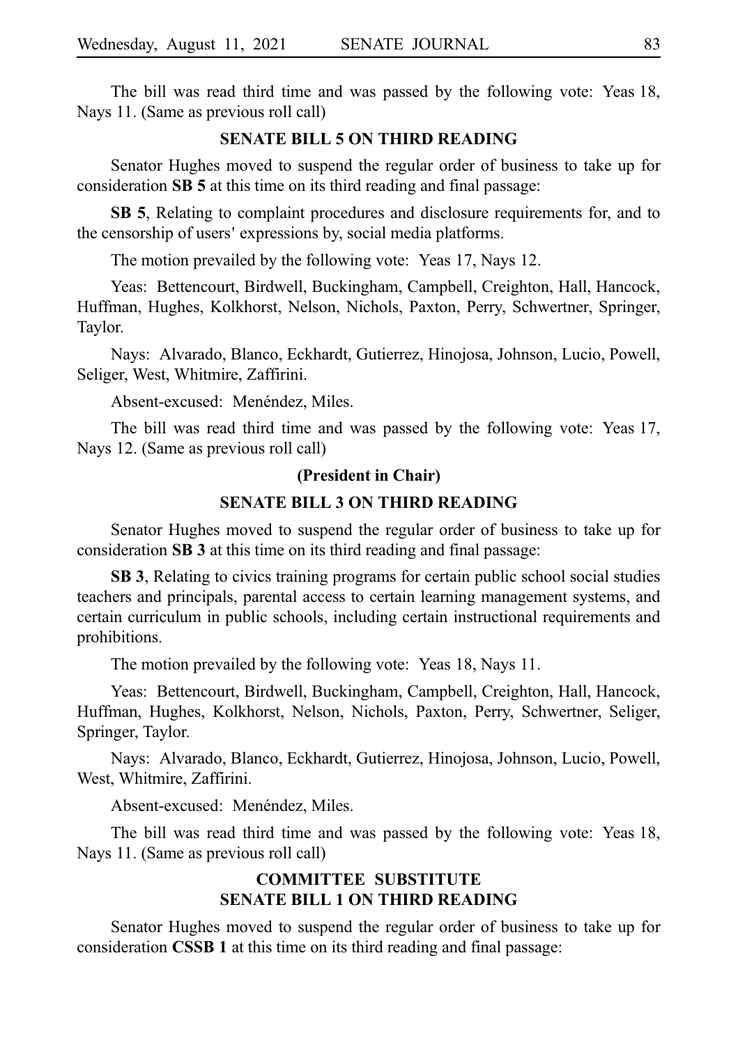The bill was read third time and was passed by the following vote: Yeas 18, Nays 11. (Same as previous roll call)

## SENATE BILL 5 ON THIRD READING

Senator Hughes moved to suspend the regular order of business to take up for consideration **SB 5** at this time on its third reading and final passage:

**SB 5**, Relating to complaint procedures and disclosure requirements for, and to the censorship of users' expressions by, social media platforms.

The motion prevailed by the following vote: Yeas 17, Nays 12.

Yeas: Bettencourt, Birdwell, Buckingham, Campbell, Creighton, Hall, Hancock, Huffman, Hughes, Kolkhorst, Nelson, Nichols, Paxton, Perry, Schwertner, Springer, Taylor.

Nays: Alvarado, Blanco, Eckhardt, Gutierrez, Hinojosa, Johnson, Lucio, Powell, Seliger, West, Whitmire, Zaffirini.

Absent-excused: Menéndez, Miles.

The bill was read third time and was passed by the following vote: Yeas 17, Nays 12. (Same as previous roll call)

**(President in Chair)**

## SENATE BILL 3 ON THIRD READING

Senator Hughes moved to suspend the regular order of business to take up for consideration **SB 3** at this time on its third reading and final passage:

**SB 3**, Relating to civics training programs for certain public school social studies teachers and principals, parental access to certain learning management systems, and certain curriculum in public schools, including certain instructional requirements and prohibitions.

The motion prevailed by the following vote: Yeas 18, Nays 11.

Yeas: Bettencourt, Birdwell, Buckingham, Campbell, Creighton, Hall, Hancock, Huffman, Hughes, Kolkhorst, Nelson, Nichols, Paxton, Perry, Schwertner, Seliger, Springer, Taylor.

Nays: Alvarado, Blanco, Eckhardt, Gutierrez, Hinojosa, Johnson, Lucio, Powell, West, Whitmire, Zaffirini.

Absent-excused: Menéndez, Miles.

The bill was read third time and was passed by the following vote: Yeas 18, Nays 11. (Same as previous roll call)

## COMMITTEE SUBSTITUTE SENATE BILL 1 ON THIRD READING

Senator Hughes moved to suspend the regular order of business to take up for consideration **CSSB 1** at this time on its third reading and final passage: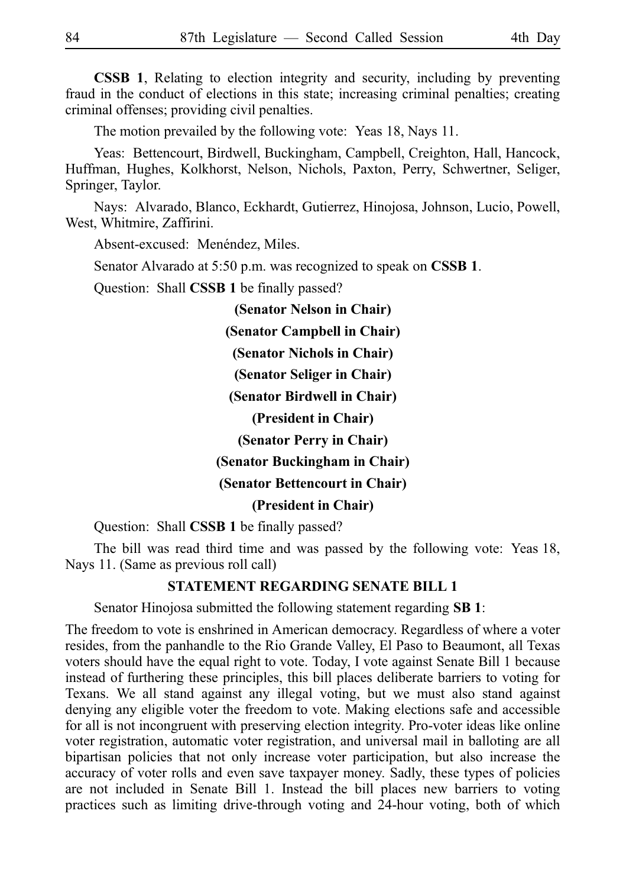**CSSB 1**, Relating to election integrity and security, including by preventing fraud in the conduct of elections in this state; increasing criminal penalties; creating criminal offenses; providing civil penalties.

The motion prevailed by the following vote: Yeas 18, Nays 11.

Yeas: Bettencourt, Birdwell, Buckingham, Campbell, Creighton, Hall, Hancock, Huffman, Hughes, Kolkhorst, Nelson, Nichols, Paxton, Perry, Schwertner, Seliger, Springer, Taylor.

Nays: Alvarado, Blanco, Eckhardt, Gutierrez, Hinojosa, Johnson, Lucio, Powell, West, Whitmire, Zaffirini.

Absent-excused: Menéndez, Miles.

Senator Alvarado at 5:50 p.m. was recognized to speak on **CSSB 1**.

Question: Shall **CSSB 1** be finally passed?

**(Senator Nelson in Chair)**

**(Senator Campbell in Chair)**

**(Senator Nichols in Chair)**

**(Senator Seliger in Chair)**

**(Senator Birdwell in Chair)**

**(President in Chair)**

**(Senator Perry in Chair)**

**(Senator Buckingham in Chair)**

**(Senator Bettencourt in Chair)**

**(President in Chair)**

Question: Shall **CSSB 1** be finally passed?

The bill was read third time and was passed by the following vote: Yeas 18, Nays 11. (Same as previous roll call)

**STATEMENT REGARDING SENATE BILL 1**

Senator Hinojosa submitted the following statement regarding **SB 1**:

The freedom to vote is enshrined in American democracy. Regardless of where a voter resides, from the panhandle to the Rio Grande Valley, El Paso to Beaumont, all Texas voters should have the equal right to vote. Today, I vote against Senate Bill 1 because instead of furthering these principles, this bill places deliberate barriers to voting for Texans. We all stand against any illegal voting, but we must also stand against denying any eligible voter the freedom to vote. Making elections safe and accessible for all is not incongruent with preserving election integrity. Pro-voter ideas like online voter registration, automatic voter registration, and universal mail in balloting are all bipartisan policies that not only increase voter participation, but also increase the accuracy of voter rolls and even save taxpayer money. Sadly, these types of policies are not included in Senate Bill 1. Instead the bill places new barriers to voting practices such as limiting drive-through voting and 24-hour voting, both of which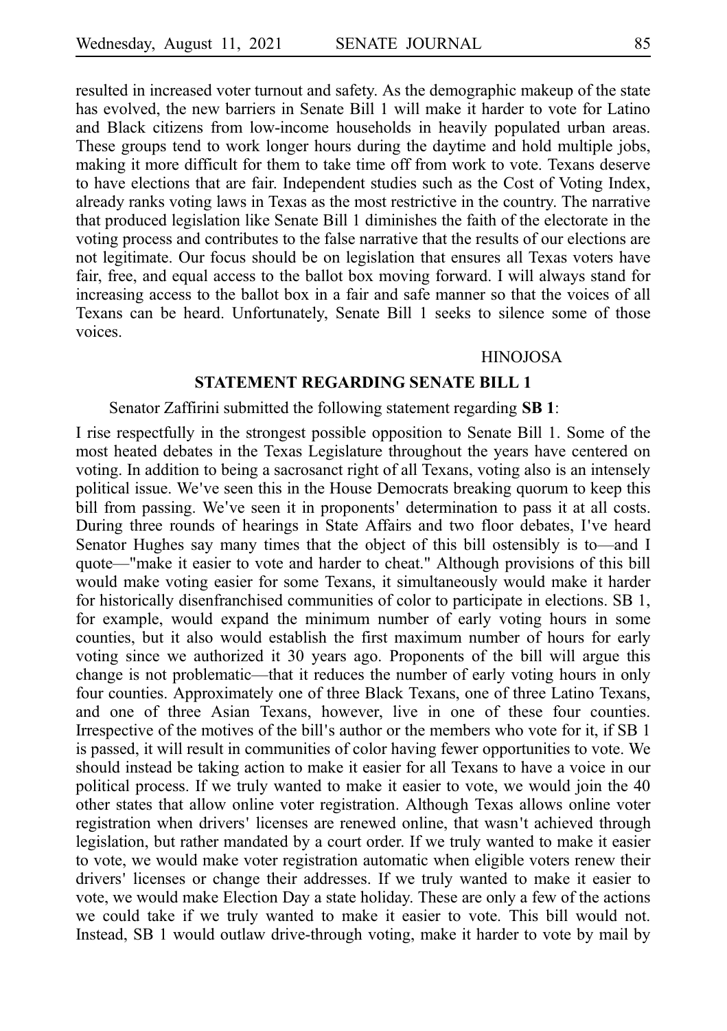resulted in increased voter turnout and safety. As the demographic makeup of the state has evolved, the new barriers in Senate Bill 1 will make it harder to vote for Latino and Black citizens from low-income households in heavily populated urban areas. These groups tend to work longer hours during the daytime and hold multiple jobs, making it more difficult for them to take time off from work to vote. Texans deserve to have elections that are fair. Independent studies such as the Cost of Voting Index, already ranks voting laws in Texas as the most restrictive in the country. The narrative that produced legislation like Senate Bill 1 diminishes the faith of the electorate in the voting process and contributes to the false narrative that the results of our elections are not legitimate. Our focus should be on legislation that ensures all Texas voters have fair, free, and equal access to the ballot box moving forward. I will always stand for increasing access to the ballot box in a fair and safe manner so that the voices of all Texans can be heard. Unfortunately, Senate Bill 1 seeks to silence some of those voices.

HINOJOSA

## STATEMENT REGARDING SENATE BILL 1

Senator Zaffirini submitted the following statement regarding **SB 1**:

I rise respectfully in the strongest possible opposition to Senate Bill 1. Some of the most heated debates in the Texas Legislature throughout the years have centered on voting. In addition to being a sacrosanct right of all Texans, voting also is an intensely political issue. We've seen this in the House Democrats breaking quorum to keep this bill from passing. We've seen it in proponents' determination to pass it at all costs. During three rounds of hearings in State Affairs and two floor debates, I've heard Senator Hughes say many times that the object of this bill ostensibly is to—and I quote—"make it easier to vote and harder to cheat." Although provisions of this bill would make voting easier for some Texans, it simultaneously would make it harder for historically disenfranchised communities of color to participate in elections. SB 1, for example, would expand the minimum number of early voting hours in some counties, but it also would establish the first maximum number of hours for early voting since we authorized it 30 years ago. Proponents of the bill will argue this change is not problematic—that it reduces the number of early voting hours in only four counties. Approximately one of three Black Texans, one of three Latino Texans, and one of three Asian Texans, however, live in one of these four counties. Irrespective of the motives of the bill's author or the members who vote for it, if SB 1 is passed, it will result in communities of color having fewer opportunities to vote. We should instead be taking action to make it easier for all Texans to have a voice in our political process. If we truly wanted to make it easier to vote, we would join the 40 other states that allow online voter registration. Although Texas allows online voter registration when drivers' licenses are renewed online, that wasn't achieved through legislation, but rather mandated by a court order. If we truly wanted to make it easier to vote, we would make voter registration automatic when eligible voters renew their drivers' licenses or change their addresses. If we truly wanted to make it easier to vote, we would make Election Day a state holiday. These are only a few of the actions we could take if we truly wanted to make it easier to vote. This bill would not. Instead, SB 1 would outlaw drive-through voting, make it harder to vote by mail by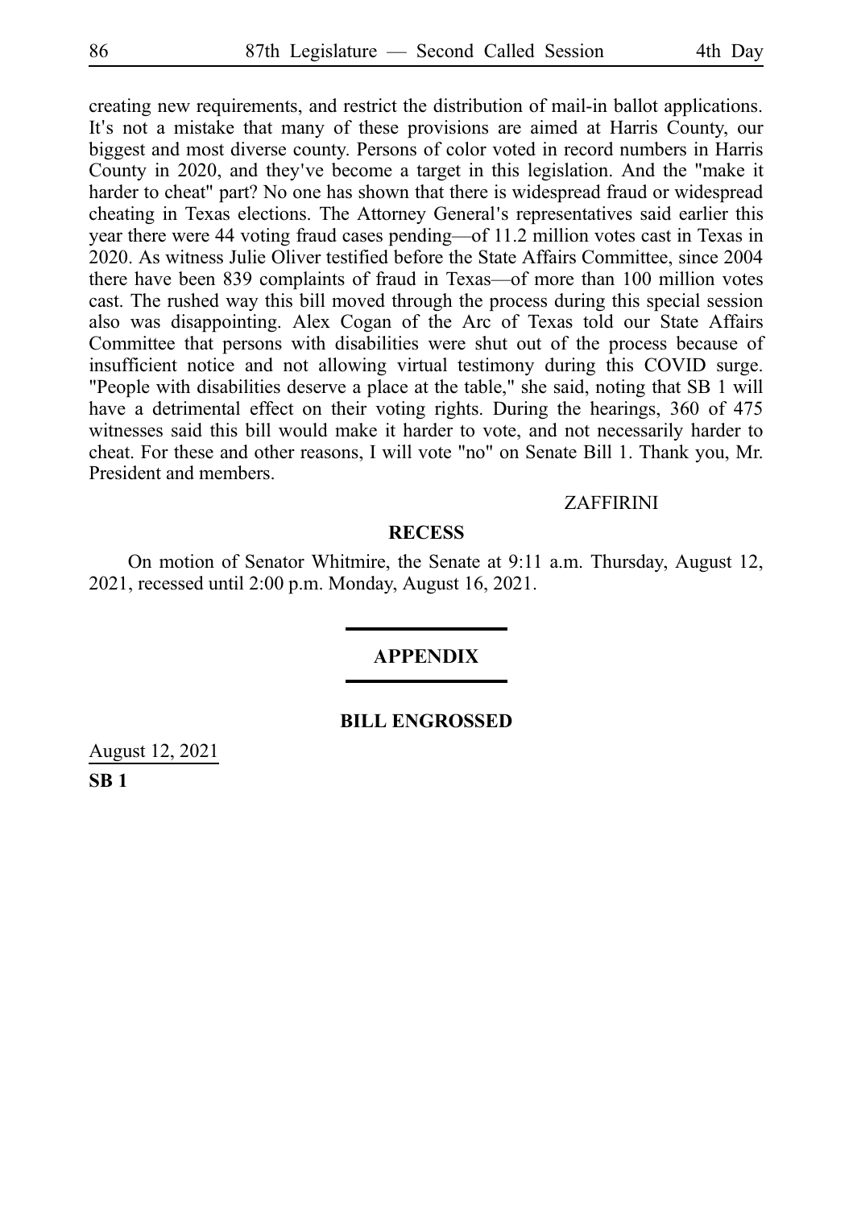creating new requirements, and restrict the distribution of mail-in ballot applications. It's not a mistake that many of these provisions are aimed at Harris County, our biggest and most diverse county. Persons of color voted in record numbers in Harris County in 2020, and they've become a target in this legislation. And the "make it harder to cheat" part? No one has shown that there is widespread fraud or widespread cheating in Texas elections. The Attorney General's representatives said earlier this year there were 44 voting fraud cases pending—of 11.2 million votes cast in Texas in 2020. As witness Julie Oliver testified before the State Affairs Committee, since 2004 there have been 839 complaints of fraud in Texas—of more than 100 million votes cast. The rushed way this bill moved through the process during this special session also was disappointing. Alex Cogan of the Arc of Texas told our State Affairs Committee that persons with disabilities were shut out of the process because of insufficient notice and not allowing virtual testimony during this COVID surge. "People with disabilities deserve a place at the table," she said, noting that SB 1 will have a detrimental effect on their voting rights. During the hearings, 360 of 475 witnesses said this bill would make it harder to vote, and not necessarily harder to cheat. For these and other reasons, I will vote "no" on Senate Bill 1. Thank you, Mr. President and members.

ZAFFIRINI

## RECESS

On motion of Senator Whitmire, the Senate at 9:11 a.m. Thursday, August 12, 2021, recessed until 2:00 p.m. Monday, August 16, 2021.

## APPENDIX

### BILL ENGROSSED

August 12, 2021

**SB 1**